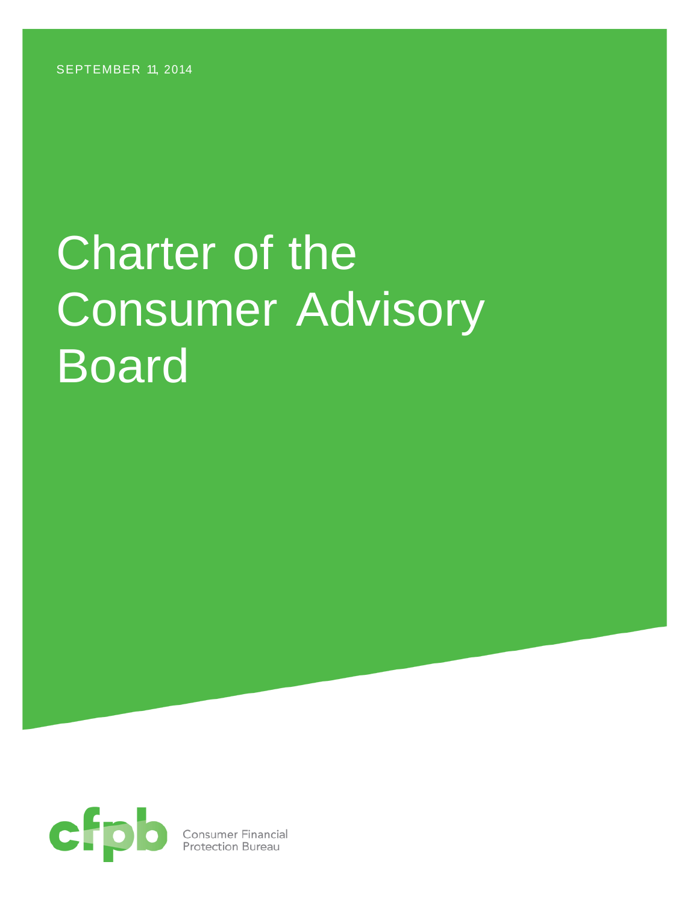SEPTEMBER 11, 2014

# Charter of the Consumer Advisory Board

Consumer Financial Protection Bureau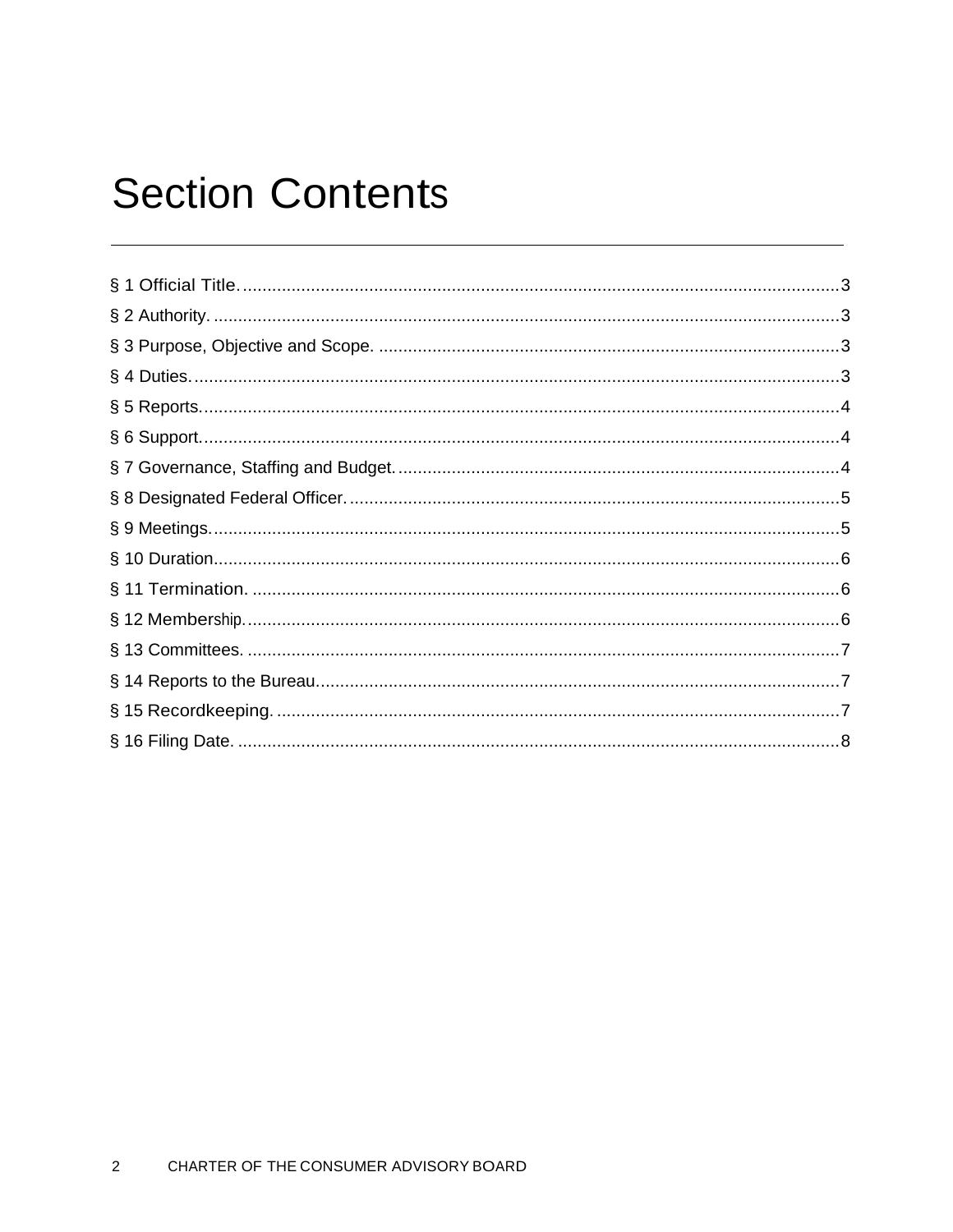# Section Contents

§ 1 Official Title. .......... 3
§ 2 Authority. .......... 3
§ 3 Purpose, Objective and Scope. .......... 3
§ 4 Duties. .......... 3
§ 5 Reports. .......... 4
§ 6 Support. .......... 4
§ 7 Governance, Staffing and Budget. .......... 4
§ 8 Designated Federal Officer. .......... 5
§ 9 Meetings. .......... 5
§ 10 Duration .......... 6
§ 11 Termination. .......... 6
§ 12 Membership. .......... 6
§ 13 Committees. .......... 7
§ 14 Reports to the Bureau. .......... 7
§ 15 Recordkeeping. .......... 7
§ 16 Filing Date. .......... 8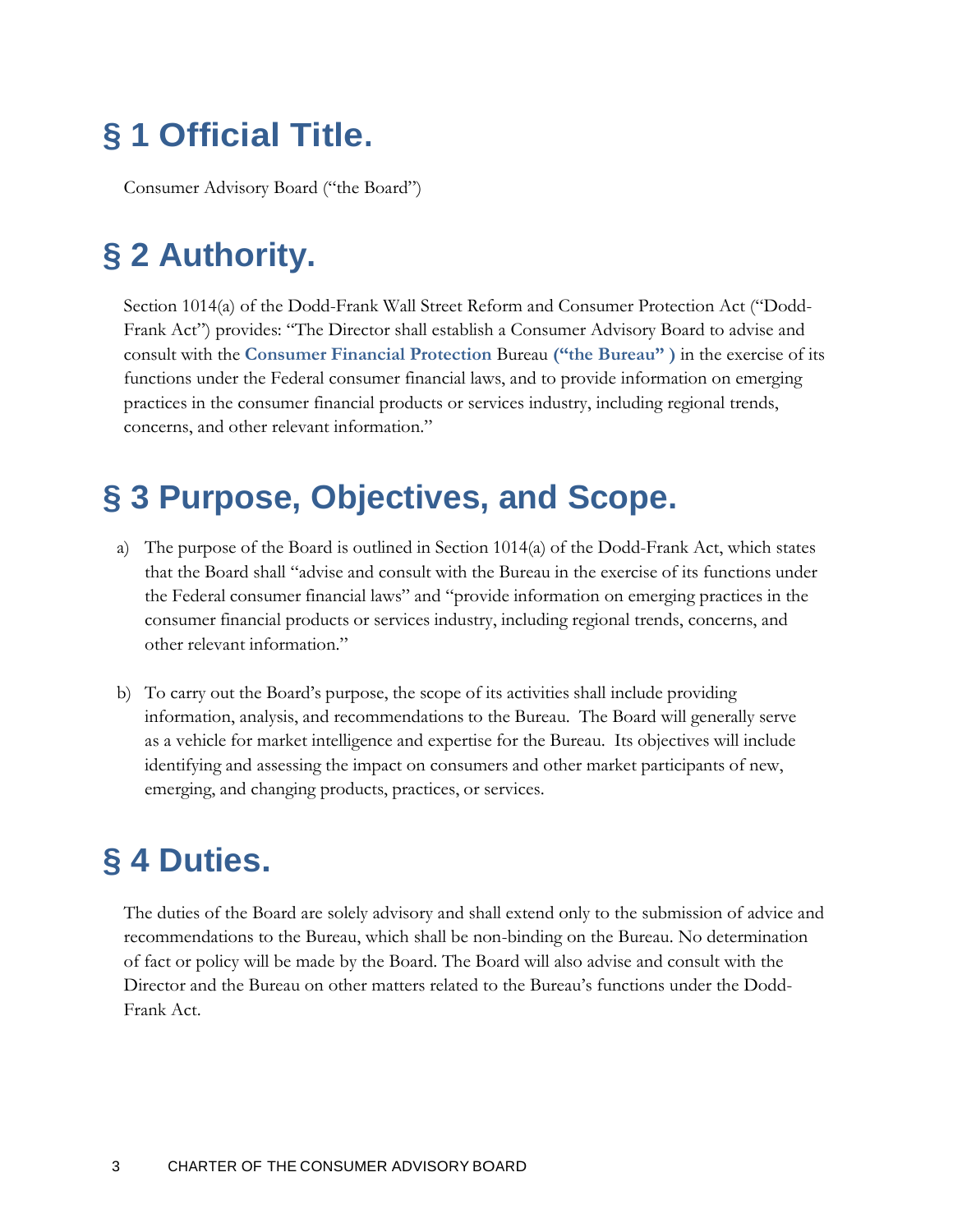# § 1 Official Title.

Consumer Advisory Board ("the Board")

# § 2 Authority.

Section 1014(a) of the Dodd-Frank Wall Street Reform and Consumer Protection Act ("Dodd-Frank Act") provides: "The Director shall establish a Consumer Advisory Board to advise and consult with the **Consumer Financial Protection** Bureau **("the Bureau" )** in the exercise of its functions under the Federal consumer financial laws, and to provide information on emerging practices in the consumer financial products or services industry, including regional trends, concerns, and other relevant information."

# § 3 Purpose, Objectives, and Scope.

a) The purpose of the Board is outlined in Section 1014(a) of the Dodd-Frank Act, which states that the Board shall "advise and consult with the Bureau in the exercise of its functions under the Federal consumer financial laws" and "provide information on emerging practices in the consumer financial products or services industry, including regional trends, concerns, and other relevant information."

b) To carry out the Board's purpose, the scope of its activities shall include providing information, analysis, and recommendations to the Bureau. The Board will generally serve as a vehicle for market intelligence and expertise for the Bureau. Its objectives will include identifying and assessing the impact on consumers and other market participants of new, emerging, and changing products, practices, or services.

# § 4 Duties.

The duties of the Board are solely advisory and shall extend only to the submission of advice and recommendations to the Bureau, which shall be non-binding on the Bureau. No determination of fact or policy will be made by the Board. The Board will also advise and consult with the Director and the Bureau on other matters related to the Bureau's functions under the Dodd-Frank Act.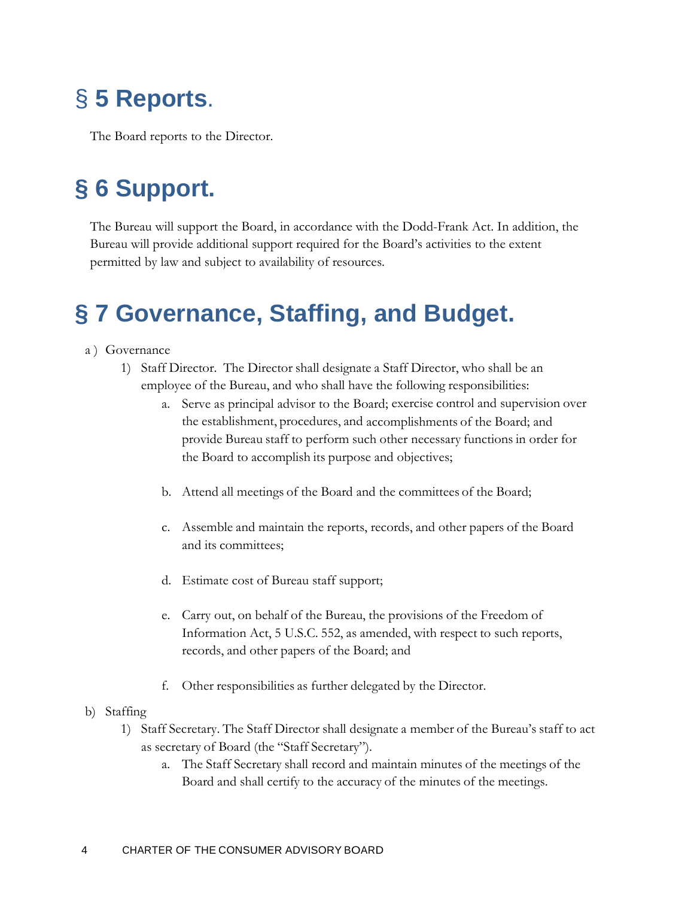# § 5 Reports.

The Board reports to the Director.

# § 6 Support.

The Bureau will support the Board, in accordance with the Dodd-Frank Act. In addition, the Bureau will provide additional support required for the Board's activities to the extent permitted by law and subject to availability of resources.

# § 7 Governance, Staffing, and Budget.

a ) Governance

1) Staff Director. The Director shall designate a Staff Director, who shall be an employee of the Bureau, and who shall have the following responsibilities:

   a. Serve as principal advisor to the Board; exercise control and supervision over the establishment, procedures, and accomplishments of the Board; and provide Bureau staff to perform such other necessary functions in order for the Board to accomplish its purpose and objectives;

   b. Attend all meetings of the Board and the committees of the Board;

   c. Assemble and maintain the reports, records, and other papers of the Board and its committees;

   d. Estimate cost of Bureau staff support;

   e. Carry out, on behalf of the Bureau, the provisions of the Freedom of Information Act, 5 U.S.C. 552, as amended, with respect to such reports, records, and other papers of the Board; and

   f. Other responsibilities as further delegated by the Director.

b) Staffing

1) Staff Secretary. The Staff Director shall designate a member of the Bureau's staff to act as secretary of Board (the "Staff Secretary").

   a. The Staff Secretary shall record and maintain minutes of the meetings of the Board and shall certify to the accuracy of the minutes of the meetings.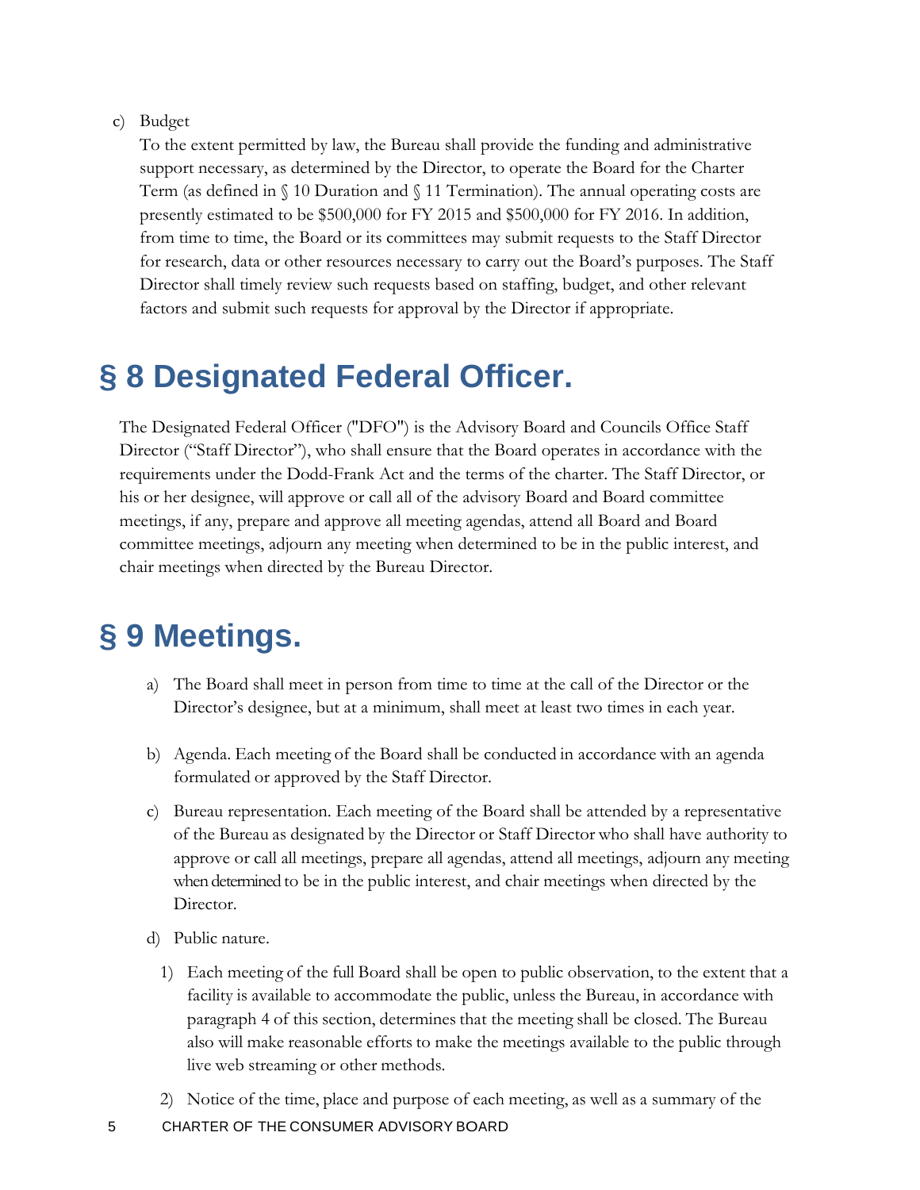c) Budget

To the extent permitted by law, the Bureau shall provide the funding and administrative support necessary, as determined by the Director, to operate the Board for the Charter Term (as defined in § 10 Duration and § 11 Termination). The annual operating costs are presently estimated to be $500,000 for FY 2015 and $500,000 for FY 2016. In addition, from time to time, the Board or its committees may submit requests to the Staff Director for research, data or other resources necessary to carry out the Board's purposes. The Staff Director shall timely review such requests based on staffing, budget, and other relevant factors and submit such requests for approval by the Director if appropriate.

# § 8 Designated Federal Officer.

The Designated Federal Officer ("DFO") is the Advisory Board and Councils Office Staff Director ("Staff Director"), who shall ensure that the Board operates in accordance with the requirements under the Dodd-Frank Act and the terms of the charter. The Staff Director, or his or her designee, will approve or call all of the advisory Board and Board committee meetings, if any, prepare and approve all meeting agendas, attend all Board and Board committee meetings, adjourn any meeting when determined to be in the public interest, and chair meetings when directed by the Bureau Director.

# § 9 Meetings.

a) The Board shall meet in person from time to time at the call of the Director or the Director's designee, but at a minimum, shall meet at least two times in each year.

b) Agenda. Each meeting of the Board shall be conducted in accordance with an agenda formulated or approved by the Staff Director.

c) Bureau representation. Each meeting of the Board shall be attended by a representative of the Bureau as designated by the Director or Staff Director who shall have authority to approve or call all meetings, prepare all agendas, attend all meetings, adjourn any meeting when determined to be in the public interest, and chair meetings when directed by the Director.

d) Public nature.

1) Each meeting of the full Board shall be open to public observation, to the extent that a facility is available to accommodate the public, unless the Bureau, in accordance with paragraph 4 of this section, determines that the meeting shall be closed. The Bureau also will make reasonable efforts to make the meetings available to the public through live web streaming or other methods.

2) Notice of the time, place and purpose of each meeting, as well as a summary of the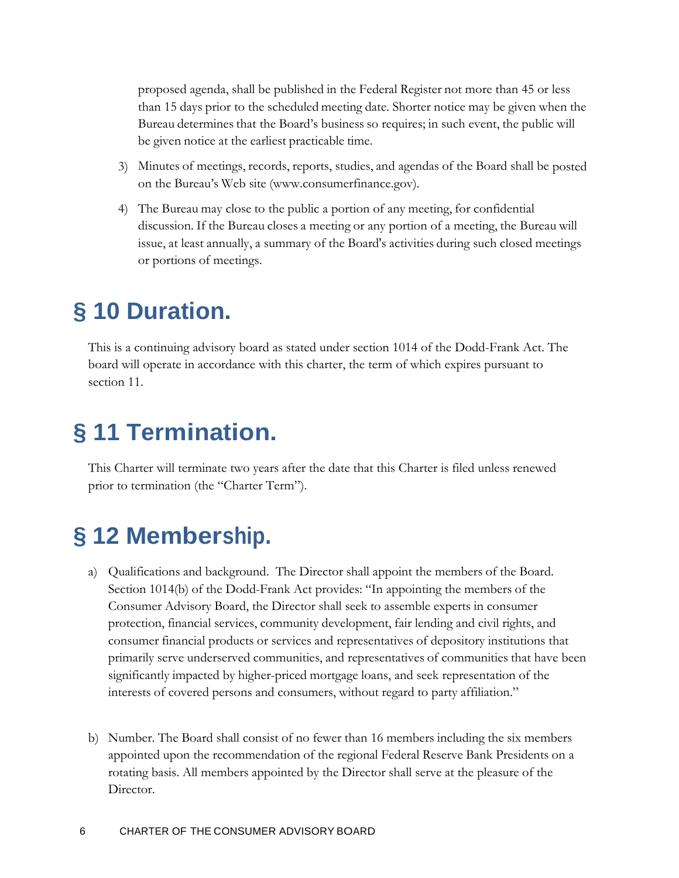proposed agenda, shall be published in the Federal Register not more than 45 or less than 15 days prior to the scheduled meeting date. Shorter notice may be given when the Bureau determines that the Board's business so requires; in such event, the public will be given notice at the earliest practicable time.

3) Minutes of meetings, records, reports, studies, and agendas of the Board shall be posted on the Bureau's Web site (www.consumerfinance.gov).

4) The Bureau may close to the public a portion of any meeting, for confidential discussion. If the Bureau closes a meeting or any portion of a meeting, the Bureau will issue, at least annually, a summary of the Board's activities during such closed meetings or portions of meetings.

# § 10 Duration.

This is a continuing advisory board as stated under section 1014 of the Dodd-Frank Act. The board will operate in accordance with this charter, the term of which expires pursuant to section 11.

# § 11 Termination.

This Charter will terminate two years after the date that this Charter is filed unless renewed prior to termination (the "Charter Term").

# § 12 Membership.

a) Qualifications and background. The Director shall appoint the members of the Board. Section 1014(b) of the Dodd-Frank Act provides: "In appointing the members of the Consumer Advisory Board, the Director shall seek to assemble experts in consumer protection, financial services, community development, fair lending and civil rights, and consumer financial products or services and representatives of depository institutions that primarily serve underserved communities, and representatives of communities that have been significantly impacted by higher-priced mortgage loans, and seek representation of the interests of covered persons and consumers, without regard to party affiliation."

b) Number. The Board shall consist of no fewer than 16 members including the six members appointed upon the recommendation of the regional Federal Reserve Bank Presidents on a rotating basis. All members appointed by the Director shall serve at the pleasure of the Director.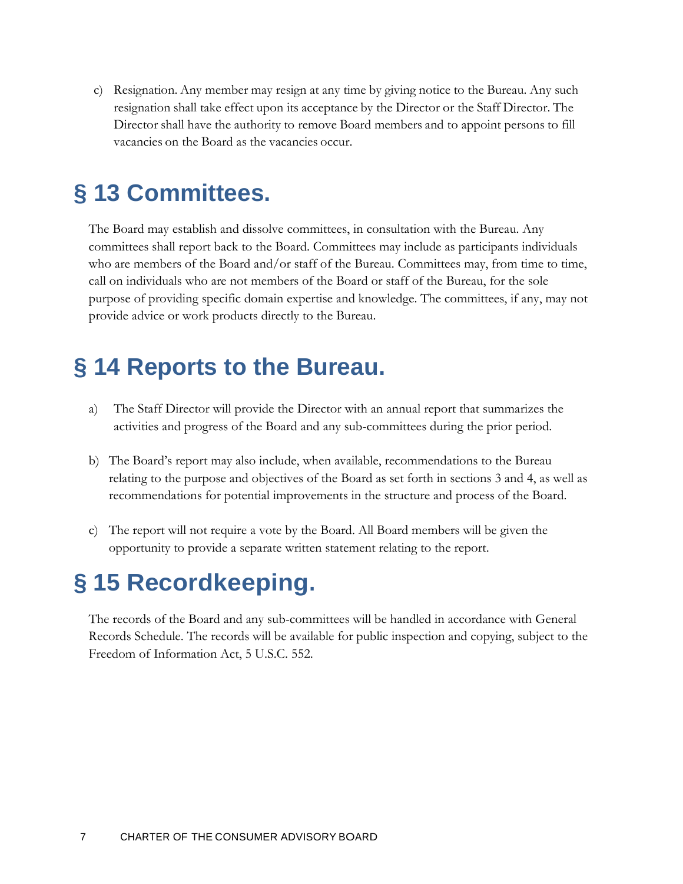c) Resignation. Any member may resign at any time by giving notice to the Bureau. Any such resignation shall take effect upon its acceptance by the Director or the Staff Director. The Director shall have the authority to remove Board members and to appoint persons to fill vacancies on the Board as the vacancies occur.

# § 13 Committees.

The Board may establish and dissolve committees, in consultation with the Bureau. Any committees shall report back to the Board. Committees may include as participants individuals who are members of the Board and/or staff of the Bureau. Committees may, from time to time, call on individuals who are not members of the Board or staff of the Bureau, for the sole purpose of providing specific domain expertise and knowledge. The committees, if any, may not provide advice or work products directly to the Bureau.

# § 14 Reports to the Bureau.

a) The Staff Director will provide the Director with an annual report that summarizes the activities and progress of the Board and any sub-committees during the prior period.

b) The Board's report may also include, when available, recommendations to the Bureau relating to the purpose and objectives of the Board as set forth in sections 3 and 4, as well as recommendations for potential improvements in the structure and process of the Board.

c) The report will not require a vote by the Board. All Board members will be given the opportunity to provide a separate written statement relating to the report.

# § 15 Recordkeeping.

The records of the Board and any sub-committees will be handled in accordance with General Records Schedule. The records will be available for public inspection and copying, subject to the Freedom of Information Act, 5 U.S.C. 552.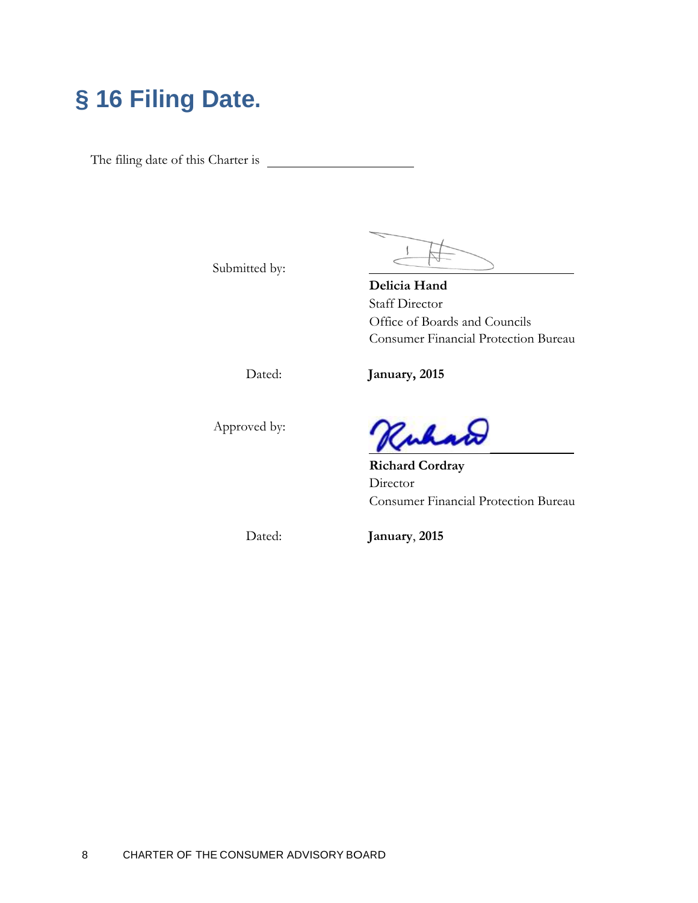# § 16 Filing Date.

The filing date of this Charter is \_\_\_\_\_\_\_\_\_\_\_\_\_\_\_\_\_\_\_\_\_\_

Submitted by:

**Delicia Hand**
Staff Director
Office of Boards and Councils
Consumer Financial Protection Bureau

Dated: **January, 2015**

Approved by:

**Richard Cordray**
Director
Consumer Financial Protection Bureau

Dated: **January, 2015**